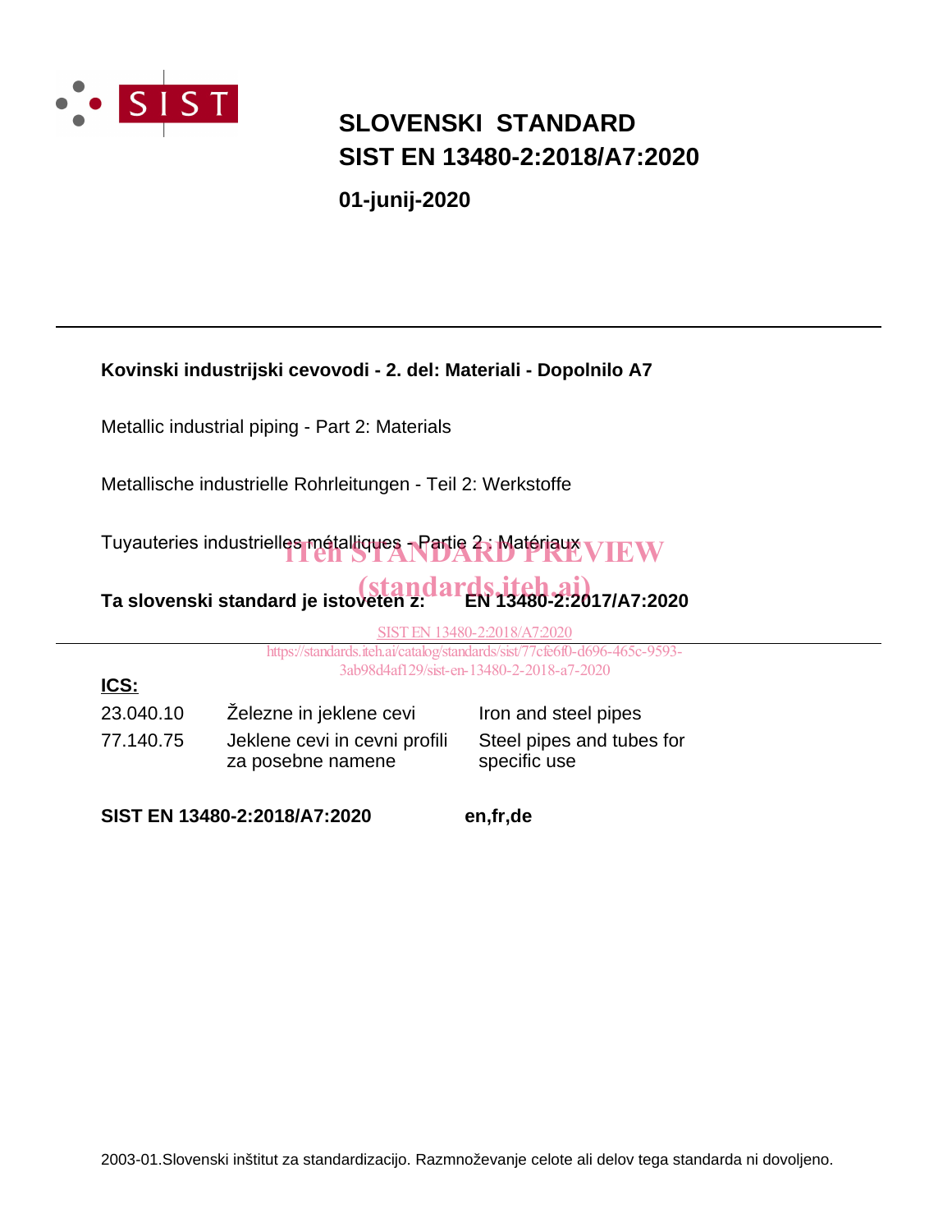# SLOVENSKI STANDARD
# SIST EN 13480-2:2018/A7:2020

**01-junij-2020**

---

**Kovinski industrijski cevovodi - 2. del: Materiali - Dopolnilo A7**

Metallic industrial piping - Part 2: Materials

Metallische industrielle Rohrleitungen - Teil 2: Werkstoffe

Tuyauteries industrielles métalliques - Partie 2 : Matériaux

iTeh STANDARD PREVIEW
(standards.iteh.ai)

**Ta slovenski standard je istoveten z: EN 13480-2:2017/A7:2020**

SIST EN 13480-2:2018/A7:2020
https://standards.iteh.ai/catalog/standards/sist/77cfe6f0-d696-465c-9593-3ab98d4af129/sist-en-13480-2-2018-a7-2020

---

**ICS:**

| | | |
|---|---|---|
| 23.040.10 | Železne in jeklene cevi | Iron and steel pipes |
| 77.140.75 | Jeklene cevi in cevni profili za posebne namene | Steel pipes and tubes for specific use |

**SIST EN 13480-2:2018/A7:2020** **en,fr,de**

2003-01.Slovenski inštitut za standardizacijo. Razmnoževanje celote ali delov tega standarda ni dovoljeno.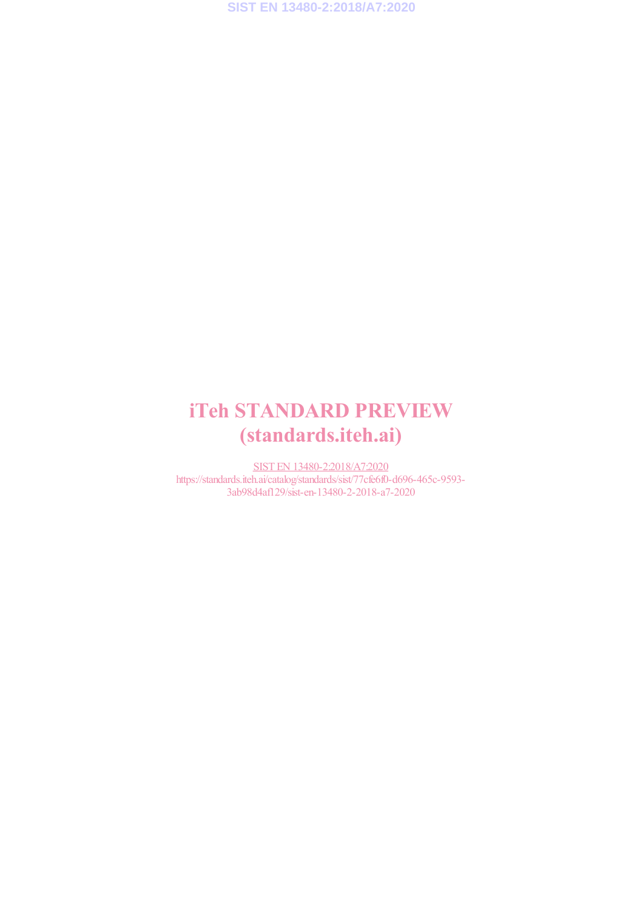iTeh STANDARD PREVIEW
(standards.iteh.ai)

SIST EN 13480-2:2018/A7:2020
https://standards.iteh.ai/catalog/standards/sist/77cfe6f0-d696-465c-9593-3ab98d4af129/sist-en-13480-2-2018-a7-2020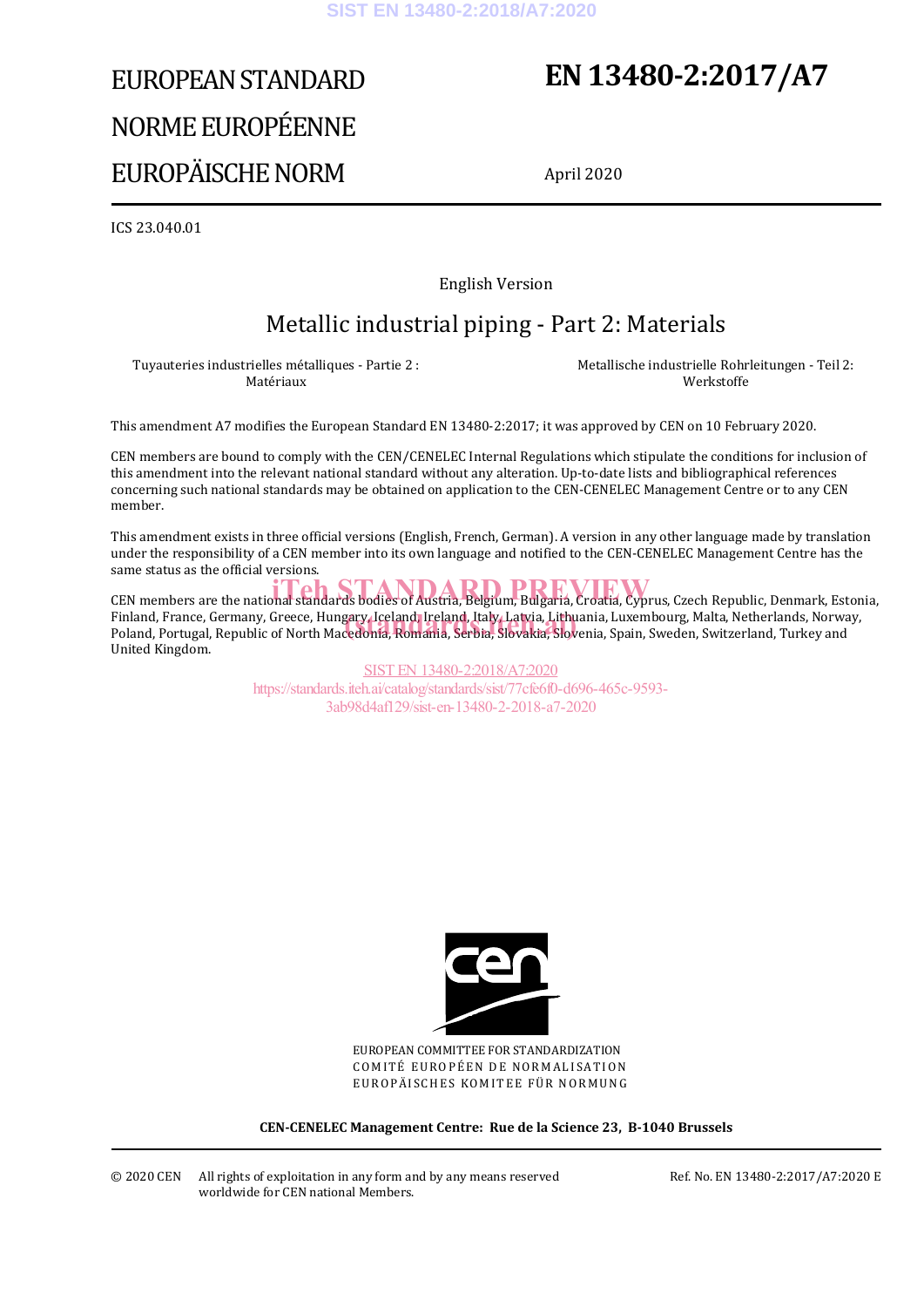# EUROPEAN STANDARD

# NORME EUROPÉENNE

# EUROPÄISCHE NORM

# EN 13480-2:2017/A7

April 2020

ICS 23.040.01

English Version

## Metallic industrial piping - Part 2: Materials

Tuyauteries industrielles métalliques - Partie 2 : Matériaux

Metallische industrielle Rohrleitungen - Teil 2: Werkstoffe

This amendment A7 modifies the European Standard EN 13480-2:2017; it was approved by CEN on 10 February 2020.

CEN members are bound to comply with the CEN/CENELEC Internal Regulations which stipulate the conditions for inclusion of this amendment into the relevant national standard without any alteration. Up-to-date lists and bibliographical references concerning such national standards may be obtained on application to the CEN-CENELEC Management Centre or to any CEN member.

This amendment exists in three official versions (English, French, German). A version in any other language made by translation under the responsibility of a CEN member into its own language and notified to the CEN-CENELEC Management Centre has the same status as the official versions.

CEN members are the national standards bodies of Austria, Belgium, Bulgaria, Croatia, Cyprus, Czech Republic, Denmark, Estonia, Finland, France, Germany, Greece, Hungary, Iceland, Ireland, Italy, Latvia, Lithuania, Luxembourg, Malta, Netherlands, Norway, Poland, Portugal, Republic of North Macedonia, Romania, Serbia, Slovakia, Slovenia, Spain, Sweden, Switzerland, Turkey and United Kingdom.

EUROPEAN COMMITTEE FOR STANDARDIZATION
COMITÉ EUROPÉEN DE NORMALISATION
EUROPÄISCHES KOMITEE FÜR NORMUNG

**CEN-CENELEC Management Centre: Rue de la Science 23, B-1040 Brussels**

© 2020 CEN All rights of exploitation in any form and by any means reserved worldwide for CEN national Members.

Ref. No. EN 13480-2:2017/A7:2020 E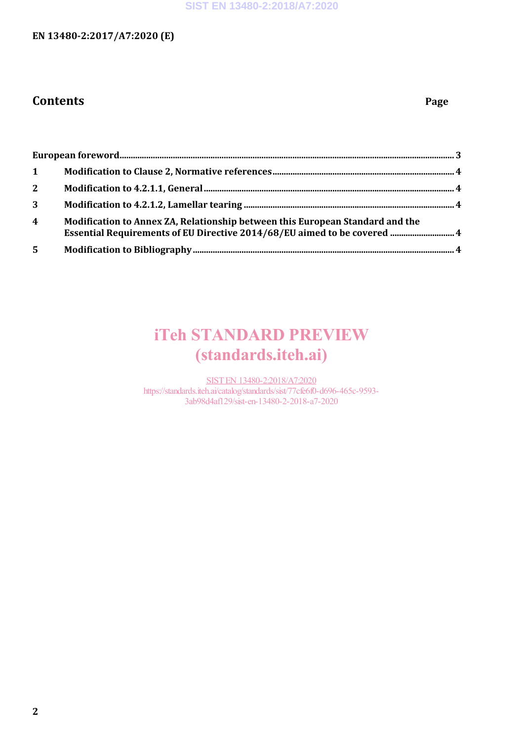# Contents

| | | Page |
|---|---|---|
| | European foreword | 3 |
| 1 | Modification to Clause 2, Normative references | 4 |
| 2 | Modification to 4.2.1.1, General | 4 |
| 3 | Modification to 4.2.1.2, Lamellar tearing | 4 |
| 4 | Modification to Annex ZA, Relationship between this European Standard and the Essential Requirements of EU Directive 2014/68/EU aimed to be covered | 4 |
| 5 | Modification to Bibliography | 4 |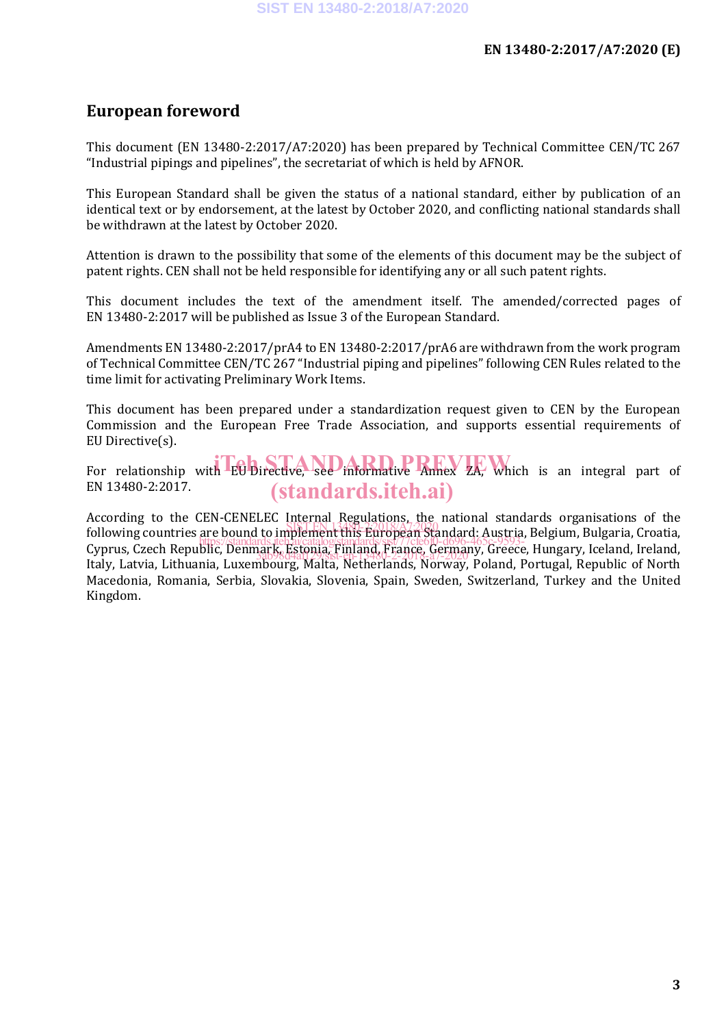# European foreword

This document (EN 13480-2:2017/A7:2020) has been prepared by Technical Committee CEN/TC 267 "Industrial pipings and pipelines", the secretariat of which is held by AFNOR.

This European Standard shall be given the status of a national standard, either by publication of an identical text or by endorsement, at the latest by October 2020, and conflicting national standards shall be withdrawn at the latest by October 2020.

Attention is drawn to the possibility that some of the elements of this document may be the subject of patent rights. CEN shall not be held responsible for identifying any or all such patent rights.

This document includes the text of the amendment itself. The amended/corrected pages of EN 13480-2:2017 will be published as Issue 3 of the European Standard.

Amendments EN 13480-2:2017/prA4 to EN 13480-2:2017/prA6 are withdrawn from the work program of Technical Committee CEN/TC 267 "Industrial piping and pipelines" following CEN Rules related to the time limit for activating Preliminary Work Items.

This document has been prepared under a standardization request given to CEN by the European Commission and the European Free Trade Association, and supports essential requirements of EU Directive(s).

For relationship with EU Directive, see informative Annex ZA, which is an integral part of EN 13480-2:2017.

According to the CEN-CENELEC Internal Regulations, the national standards organisations of the following countries are bound to implement this European Standard: Austria, Belgium, Bulgaria, Croatia, Cyprus, Czech Republic, Denmark, Estonia, Finland, France, Germany, Greece, Hungary, Iceland, Ireland, Italy, Latvia, Lithuania, Luxembourg, Malta, Netherlands, Norway, Poland, Portugal, Republic of North Macedonia, Romania, Serbia, Slovakia, Slovenia, Spain, Sweden, Switzerland, Turkey and the United Kingdom.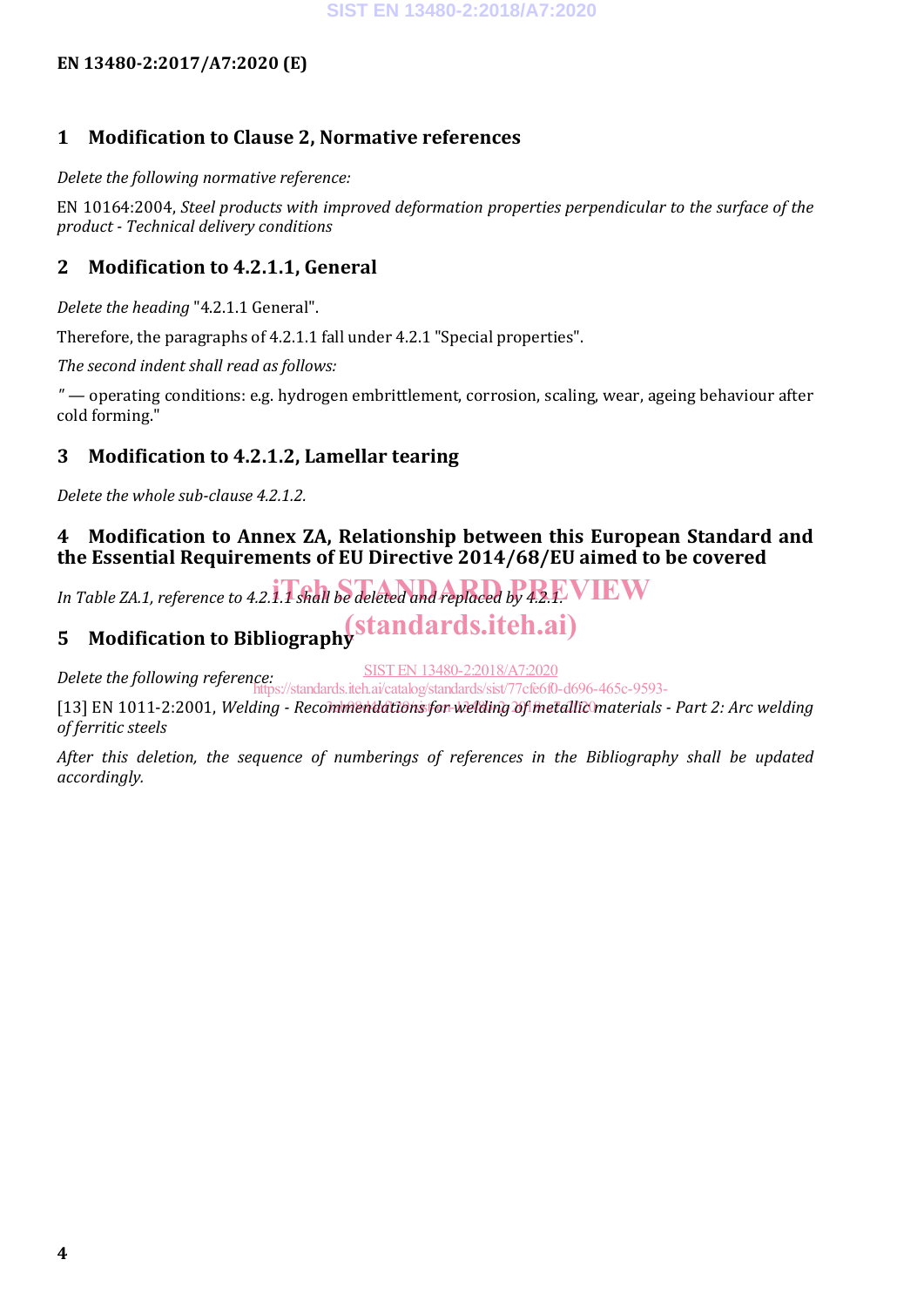## 1 Modification to Clause 2, Normative references

*Delete the following normative reference:*

EN 10164:2004, *Steel products with improved deformation properties perpendicular to the surface of the product - Technical delivery conditions*

## 2 Modification to 4.2.1.1, General

*Delete the heading* "4.2.1.1 General".

Therefore, the paragraphs of 4.2.1.1 fall under 4.2.1 "Special properties".

*The second indent shall read as follows:*

" — operating conditions: e.g. hydrogen embrittlement, corrosion, scaling, wear, ageing behaviour after cold forming."

## 3 Modification to 4.2.1.2, Lamellar tearing

*Delete the whole sub-clause 4.2.1.2.*

## 4 Modification to Annex ZA, Relationship between this European Standard and the Essential Requirements of EU Directive 2014/68/EU aimed to be covered

*In Table ZA.1, reference to 4.2.1.1 shall be deleted and replaced by 4.2.1.*

## 5 Modification to Bibliography

*Delete the following reference:*

[13] EN 1011-2:2001, *Welding - Recommendations for welding of metallic materials - Part 2: Arc welding of ferritic steels*

*After this deletion, the sequence of numberings of references in the Bibliography shall be updated accordingly.*